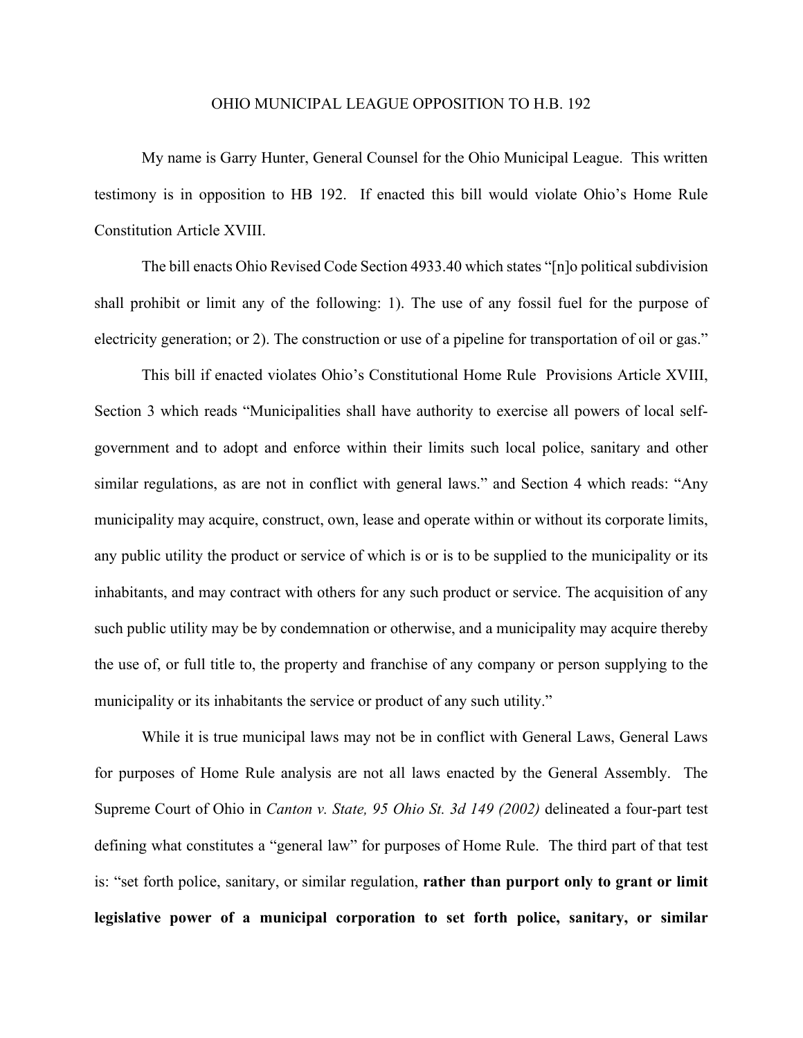# OHIO MUNICIPAL LEAGUE OPPOSITION TO H.B. 192

My name is Garry Hunter, General Counsel for the Ohio Municipal League. This written testimony is in opposition to HB 192. If enacted this bill would violate Ohio's Home Rule Constitution Article XVIII.

The bill enacts Ohio Revised Code Section 4933.40 which states "[n]o political subdivision shall prohibit or limit any of the following: 1). The use of any fossil fuel for the purpose of electricity generation; or 2). The construction or use of a pipeline for transportation of oil or gas."

This bill if enacted violates Ohio's Constitutional Home Rule Provisions Article XVIII, Section 3 which reads "Municipalities shall have authority to exercise all powers of local self-government and to adopt and enforce within their limits such local police, sanitary and other similar regulations, as are not in conflict with general laws." and Section 4 which reads: "Any municipality may acquire, construct, own, lease and operate within or without its corporate limits, any public utility the product or service of which is or is to be supplied to the municipality or its inhabitants, and may contract with others for any such product or service. The acquisition of any such public utility may be by condemnation or otherwise, and a municipality may acquire thereby the use of, or full title to, the property and franchise of any company or person supplying to the municipality or its inhabitants the service or product of any such utility."

While it is true municipal laws may not be in conflict with General Laws, General Laws for purposes of Home Rule analysis are not all laws enacted by the General Assembly. The Supreme Court of Ohio in *Canton v. State, 95 Ohio St. 3d 149 (2002)* delineated a four-part test defining what constitutes a "general law" for purposes of Home Rule. The third part of that test is: "set forth police, sanitary, or similar regulation, **rather than purport only to grant or limit legislative power of a municipal corporation to set forth police, sanitary, or similar**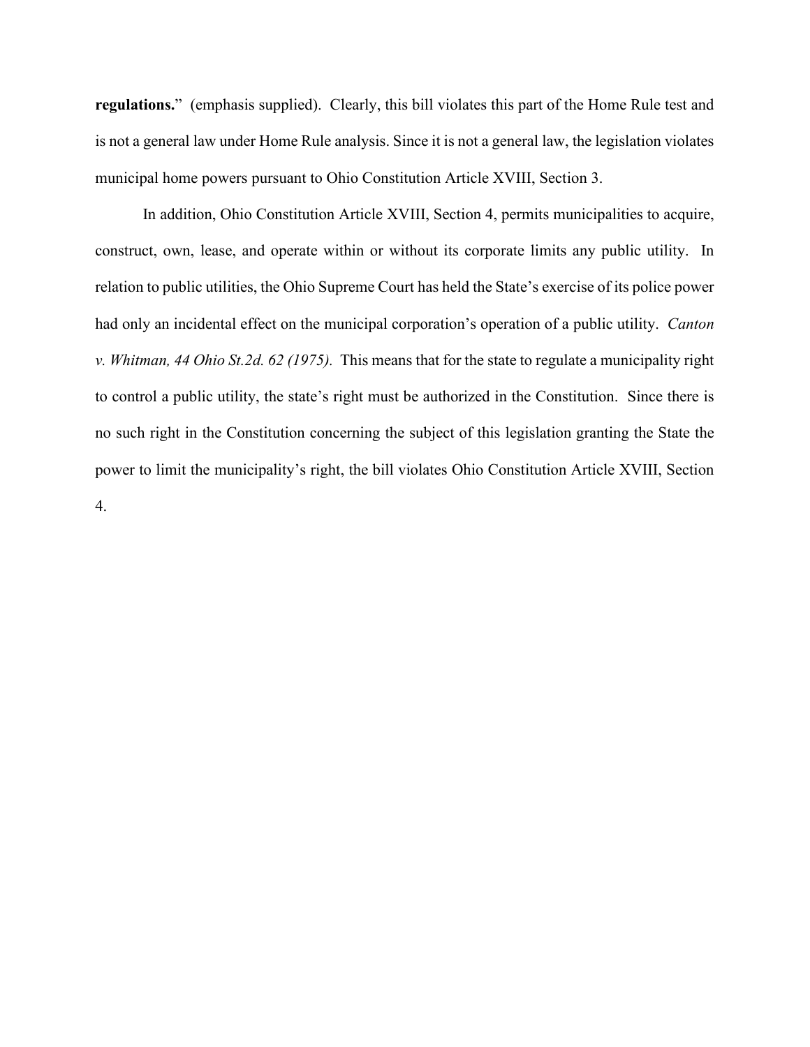**regulations.**"  (emphasis supplied).  Clearly, this bill violates this part of the Home Rule test and is not a general law under Home Rule analysis. Since it is not a general law, the legislation violates municipal home powers pursuant to Ohio Constitution Article XVIII, Section 3.

In addition, Ohio Constitution Article XVIII, Section 4, permits municipalities to acquire, construct, own, lease, and operate within or without its corporate limits any public utility.  In relation to public utilities, the Ohio Supreme Court has held the State's exercise of its police power had only an incidental effect on the municipal corporation's operation of a public utility.  *Canton v. Whitman, 44 Ohio St.2d. 62 (1975).*  This means that for the state to regulate a municipality right to control a public utility, the state's right must be authorized in the Constitution.  Since there is no such right in the Constitution concerning the subject of this legislation granting the State the power to limit the municipality's right, the bill violates Ohio Constitution Article XVIII, Section 4.